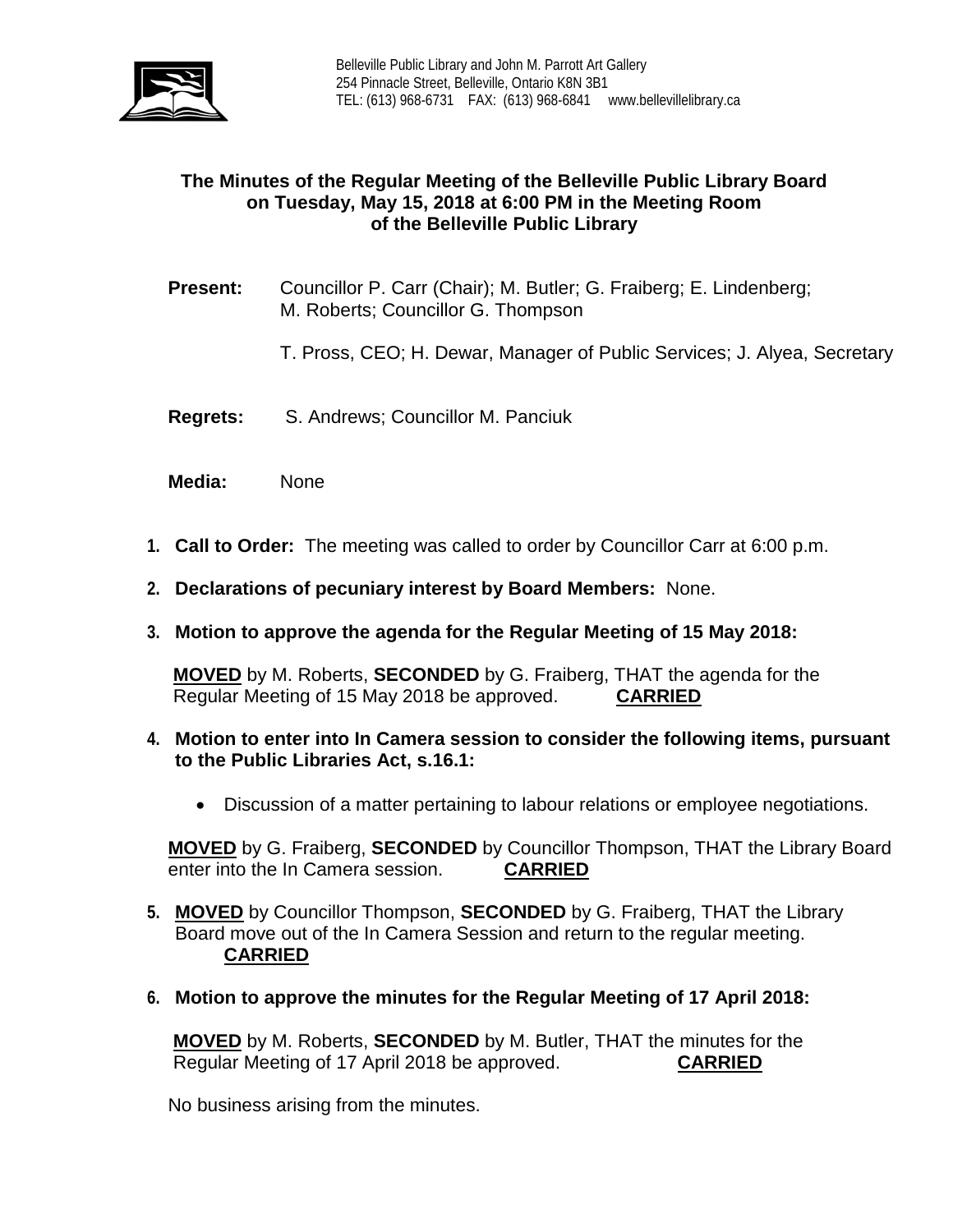Belleville Public Library and John M. Parrott Art Gallery
254 Pinnacle Street, Belleville, Ontario K8N 3B1
TEL: (613) 968-6731 FAX: (613) 968-6841 www.bellevillelibrary.ca

**The Minutes of the Regular Meeting of the Belleville Public Library Board on Tuesday, May 15, 2018 at 6:00 PM in the Meeting Room of the Belleville Public Library**

**Present:** Councillor P. Carr (Chair); M. Butler; G. Fraiberg; E. Lindenberg; M. Roberts; Councillor G. Thompson

T. Pross, CEO; H. Dewar, Manager of Public Services; J. Alyea, Secretary

**Regrets:** S. Andrews; Councillor M. Panciuk

**Media:** None

1. **Call to Order:** The meeting was called to order by Councillor Carr at 6:00 p.m.

2. **Declarations of pecuniary interest by Board Members:** None.

3. **Motion to approve the agenda for the Regular Meeting of 15 May 2018:**

   **MOVED** by M. Roberts, **SECONDED** by G. Fraiberg, THAT the agenda for the Regular Meeting of 15 May 2018 be approved. **CARRIED**

4. **Motion to enter into In Camera session to consider the following items, pursuant to the Public Libraries Act, s.16.1:**

   - Discussion of a matter pertaining to labour relations or employee negotiations.

   **MOVED** by G. Fraiberg, **SECONDED** by Councillor Thompson, THAT the Library Board enter into the In Camera session. **CARRIED**

5. **MOVED** by Councillor Thompson, **SECONDED** by G. Fraiberg, THAT the Library Board move out of the In Camera Session and return to the regular meeting. **CARRIED**

6. **Motion to approve the minutes for the Regular Meeting of 17 April 2018:**

   **MOVED** by M. Roberts, **SECONDED** by M. Butler, THAT the minutes for the Regular Meeting of 17 April 2018 be approved. **CARRIED**

   No business arising from the minutes.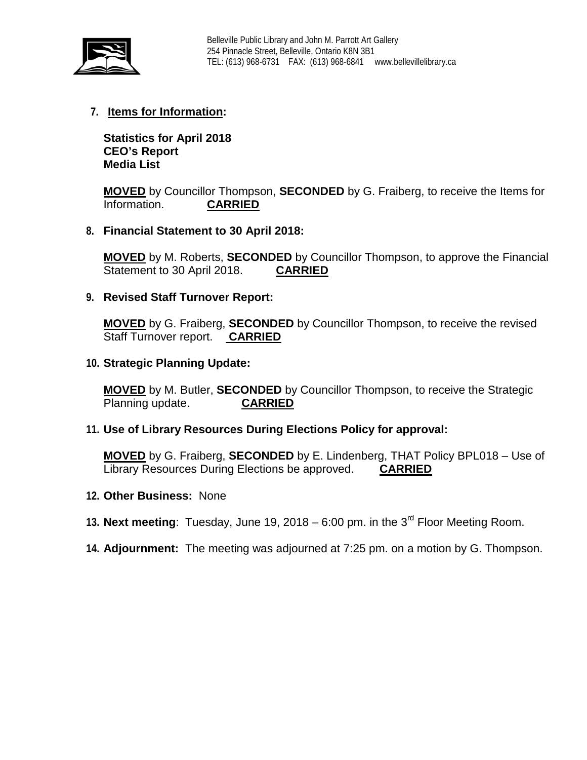Belleville Public Library and John M. Parrott Art Gallery
254 Pinnacle Street, Belleville, Ontario K8N 3B1
TEL: (613) 968-6731 FAX: (613) 968-6841 www.bellevillelibrary.ca

**7. Items for Information:**

**Statistics for April 2018**
**CEO's Report**
**Media List**

**MOVED** by Councillor Thompson, **SECONDED** by G. Fraiberg, to receive the Items for Information. **CARRIED**

**8. Financial Statement to 30 April 2018:**

**MOVED** by M. Roberts, **SECONDED** by Councillor Thompson, to approve the Financial Statement to 30 April 2018. **CARRIED**

**9. Revised Staff Turnover Report:**

**MOVED** by G. Fraiberg, **SECONDED** by Councillor Thompson, to receive the revised Staff Turnover report. **CARRIED**

**10. Strategic Planning Update:**

**MOVED** by M. Butler, **SECONDED** by Councillor Thompson, to receive the Strategic Planning update. **CARRIED**

**11. Use of Library Resources During Elections Policy for approval:**

**MOVED** by G. Fraiberg, **SECONDED** by E. Lindenberg, THAT Policy BPL018 – Use of Library Resources During Elections be approved. **CARRIED**

**12. Other Business:** None

**13. Next meeting**: Tuesday, June 19, 2018 – 6:00 pm. in the 3rd Floor Meeting Room.

**14. Adjournment:** The meeting was adjourned at 7:25 pm. on a motion by G. Thompson.